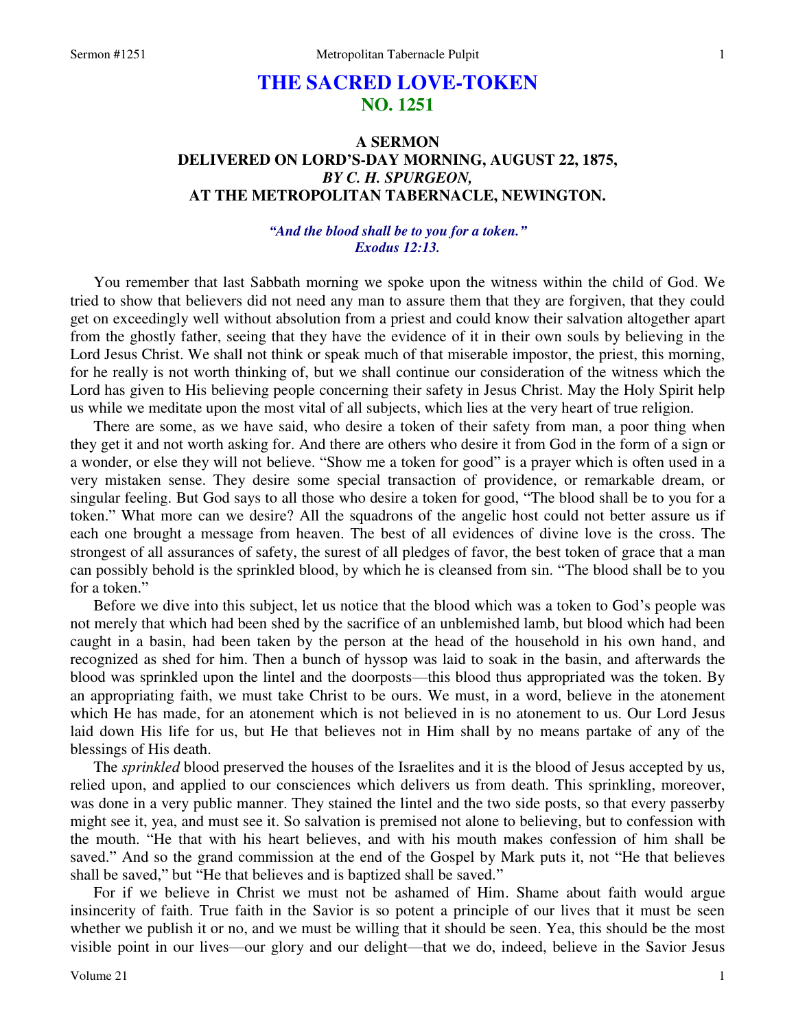# THE SACRED LOVE-TOKEN
## NO. 1251

### A SERMON
### DELIVERED ON LORD'S-DAY MORNING, AUGUST 22, 1875,
### *BY C. H. SPURGEON,*
### AT THE METROPOLITAN TABERNACLE, NEWINGTON.

***"And the blood shall be to you for a token." Exodus 12:13.***

You remember that last Sabbath morning we spoke upon the witness within the child of God. We tried to show that believers did not need any man to assure them that they are forgiven, that they could get on exceedingly well without absolution from a priest and could know their salvation altogether apart from the ghostly father, seeing that they have the evidence of it in their own souls by believing in the Lord Jesus Christ. We shall not think or speak much of that miserable impostor, the priest, this morning, for he really is not worth thinking of, but we shall continue our consideration of the witness which the Lord has given to His believing people concerning their safety in Jesus Christ. May the Holy Spirit help us while we meditate upon the most vital of all subjects, which lies at the very heart of true religion.

There are some, as we have said, who desire a token of their safety from man, a poor thing when they get it and not worth asking for. And there are others who desire it from God in the form of a sign or a wonder, or else they will not believe. "Show me a token for good" is a prayer which is often used in a very mistaken sense. They desire some special transaction of providence, or remarkable dream, or singular feeling. But God says to all those who desire a token for good, "The blood shall be to you for a token." What more can we desire? All the squadrons of the angelic host could not better assure us if each one brought a message from heaven. The best of all evidences of divine love is the cross. The strongest of all assurances of safety, the surest of all pledges of favor, the best token of grace that a man can possibly behold is the sprinkled blood, by which he is cleansed from sin. "The blood shall be to you for a token."

Before we dive into this subject, let us notice that the blood which was a token to God's people was not merely that which had been shed by the sacrifice of an unblemished lamb, but blood which had been caught in a basin, had been taken by the person at the head of the household in his own hand, and recognized as shed for him. Then a bunch of hyssop was laid to soak in the basin, and afterwards the blood was sprinkled upon the lintel and the doorposts—this blood thus appropriated was the token. By an appropriating faith, we must take Christ to be ours. We must, in a word, believe in the atonement which He has made, for an atonement which is not believed in is no atonement to us. Our Lord Jesus laid down His life for us, but He that believes not in Him shall by no means partake of any of the blessings of His death.

The *sprinkled* blood preserved the houses of the Israelites and it is the blood of Jesus accepted by us, relied upon, and applied to our consciences which delivers us from death. This sprinkling, moreover, was done in a very public manner. They stained the lintel and the two side posts, so that every passerby might see it, yea, and must see it. So salvation is premised not alone to believing, but to confession with the mouth. "He that with his heart believes, and with his mouth makes confession of him shall be saved." And so the grand commission at the end of the Gospel by Mark puts it, not "He that believes shall be saved," but "He that believes and is baptized shall be saved."

For if we believe in Christ we must not be ashamed of Him. Shame about faith would argue insincerity of faith. True faith in the Savior is so potent a principle of our lives that it must be seen whether we publish it or no, and we must be willing that it should be seen. Yea, this should be the most visible point in our lives—our glory and our delight—that we do, indeed, believe in the Savior Jesus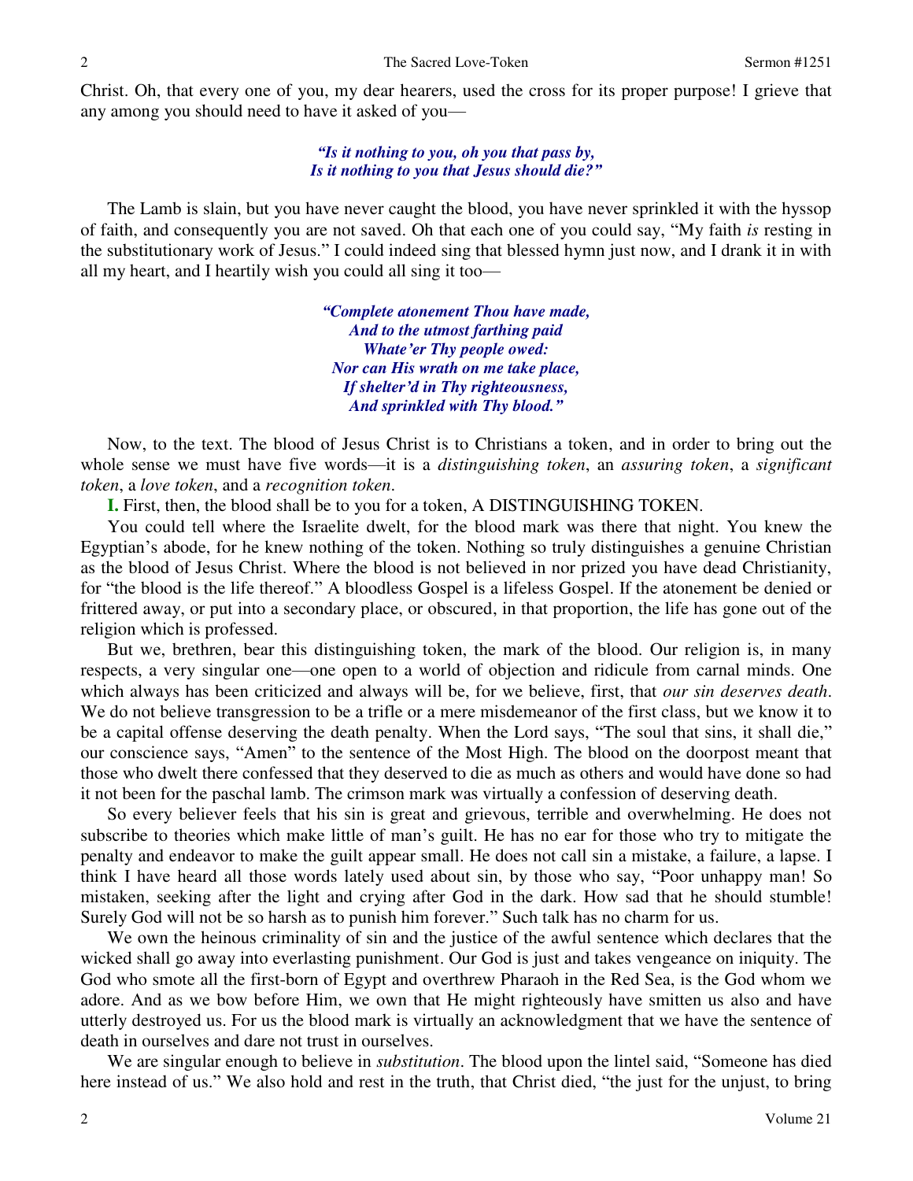Christ. Oh, that every one of you, my dear hearers, used the cross for its proper purpose! I grieve that any among you should need to have it asked of you—

> ***"Is it nothing to you, oh you that pass by,***
> ***Is it nothing to you that Jesus should die?"***

The Lamb is slain, but you have never caught the blood, you have never sprinkled it with the hyssop of faith, and consequently you are not saved. Oh that each one of you could say, "My faith *is* resting in the substitutionary work of Jesus." I could indeed sing that blessed hymn just now, and I drank it in with all my heart, and I heartily wish you could all sing it too—

> ***"Complete atonement Thou have made,***
> ***And to the utmost farthing paid***
> ***Whate'er Thy people owed:***
> ***Nor can His wrath on me take place,***
> ***If shelter'd in Thy righteousness,***
> ***And sprinkled with Thy blood."***

Now, to the text. The blood of Jesus Christ is to Christians a token, and in order to bring out the whole sense we must have five words—it is a *distinguishing token*, an *assuring token*, a *significant token*, a *love token*, and a *recognition token*.

**I.** First, then, the blood shall be to you for a token, A DISTINGUISHING TOKEN.

You could tell where the Israelite dwelt, for the blood mark was there that night. You knew the Egyptian's abode, for he knew nothing of the token. Nothing so truly distinguishes a genuine Christian as the blood of Jesus Christ. Where the blood is not believed in nor prized you have dead Christianity, for "the blood is the life thereof." A bloodless Gospel is a lifeless Gospel. If the atonement be denied or frittered away, or put into a secondary place, or obscured, in that proportion, the life has gone out of the religion which is professed.

But we, brethren, bear this distinguishing token, the mark of the blood. Our religion is, in many respects, a very singular one—one open to a world of objection and ridicule from carnal minds. One which always has been criticized and always will be, for we believe, first, that *our sin deserves death*. We do not believe transgression to be a trifle or a mere misdemeanor of the first class, but we know it to be a capital offense deserving the death penalty. When the Lord says, "The soul that sins, it shall die," our conscience says, "Amen" to the sentence of the Most High. The blood on the doorpost meant that those who dwelt there confessed that they deserved to die as much as others and would have done so had it not been for the paschal lamb. The crimson mark was virtually a confession of deserving death.

So every believer feels that his sin is great and grievous, terrible and overwhelming. He does not subscribe to theories which make little of man's guilt. He has no ear for those who try to mitigate the penalty and endeavor to make the guilt appear small. He does not call sin a mistake, a failure, a lapse. I think I have heard all those words lately used about sin, by those who say, "Poor unhappy man! So mistaken, seeking after the light and crying after God in the dark. How sad that he should stumble! Surely God will not be so harsh as to punish him forever." Such talk has no charm for us.

We own the heinous criminality of sin and the justice of the awful sentence which declares that the wicked shall go away into everlasting punishment. Our God is just and takes vengeance on iniquity. The God who smote all the first-born of Egypt and overthrew Pharaoh in the Red Sea, is the God whom we adore. And as we bow before Him, we own that He might righteously have smitten us also and have utterly destroyed us. For us the blood mark is virtually an acknowledgment that we have the sentence of death in ourselves and dare not trust in ourselves.

We are singular enough to believe in *substitution*. The blood upon the lintel said, "Someone has died here instead of us." We also hold and rest in the truth, that Christ died, "the just for the unjust, to bring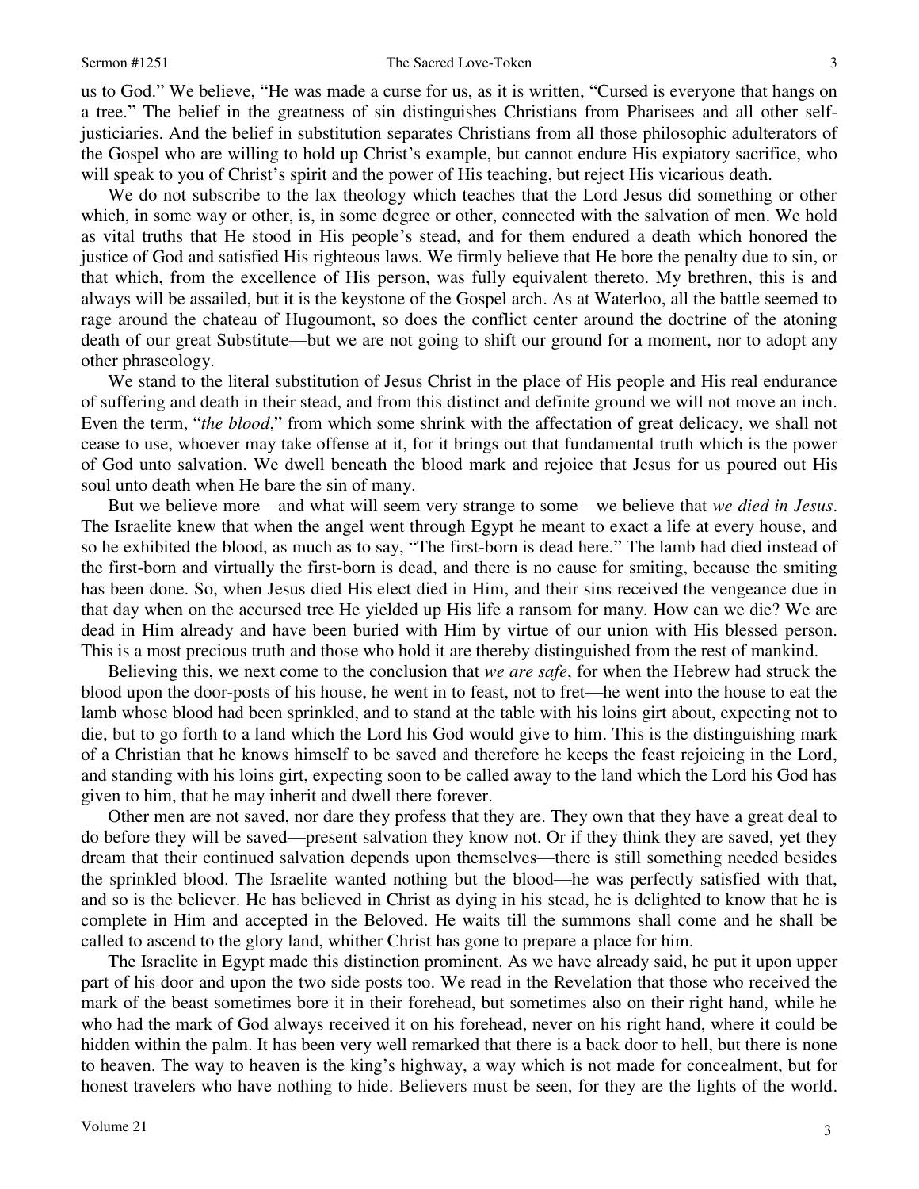us to God." We believe, "He was made a curse for us, as it is written, "Cursed is everyone that hangs on a tree." The belief in the greatness of sin distinguishes Christians from Pharisees and all other self-justiciaries. And the belief in substitution separates Christians from all those philosophic adulterators of the Gospel who are willing to hold up Christ's example, but cannot endure His expiatory sacrifice, who will speak to you of Christ's spirit and the power of His teaching, but reject His vicarious death.

We do not subscribe to the lax theology which teaches that the Lord Jesus did something or other which, in some way or other, is, in some degree or other, connected with the salvation of men. We hold as vital truths that He stood in His people's stead, and for them endured a death which honored the justice of God and satisfied His righteous laws. We firmly believe that He bore the penalty due to sin, or that which, from the excellence of His person, was fully equivalent thereto. My brethren, this is and always will be assailed, but it is the keystone of the Gospel arch. As at Waterloo, all the battle seemed to rage around the chateau of Hugoumont, so does the conflict center around the doctrine of the atoning death of our great Substitute—but we are not going to shift our ground for a moment, nor to adopt any other phraseology.

We stand to the literal substitution of Jesus Christ in the place of His people and His real endurance of suffering and death in their stead, and from this distinct and definite ground we will not move an inch. Even the term, "*the blood*," from which some shrink with the affectation of great delicacy, we shall not cease to use, whoever may take offense at it, for it brings out that fundamental truth which is the power of God unto salvation. We dwell beneath the blood mark and rejoice that Jesus for us poured out His soul unto death when He bare the sin of many.

But we believe more—and what will seem very strange to some—we believe that *we died in Jesus*. The Israelite knew that when the angel went through Egypt he meant to exact a life at every house, and so he exhibited the blood, as much as to say, "The first-born is dead here." The lamb had died instead of the first-born and virtually the first-born is dead, and there is no cause for smiting, because the smiting has been done. So, when Jesus died His elect died in Him, and their sins received the vengeance due in that day when on the accursed tree He yielded up His life a ransom for many. How can we die? We are dead in Him already and have been buried with Him by virtue of our union with His blessed person. This is a most precious truth and those who hold it are thereby distinguished from the rest of mankind.

Believing this, we next come to the conclusion that *we are safe*, for when the Hebrew had struck the blood upon the door-posts of his house, he went in to feast, not to fret—he went into the house to eat the lamb whose blood had been sprinkled, and to stand at the table with his loins girt about, expecting not to die, but to go forth to a land which the Lord his God would give to him. This is the distinguishing mark of a Christian that he knows himself to be saved and therefore he keeps the feast rejoicing in the Lord, and standing with his loins girt, expecting soon to be called away to the land which the Lord his God has given to him, that he may inherit and dwell there forever.

Other men are not saved, nor dare they profess that they are. They own that they have a great deal to do before they will be saved—present salvation they know not. Or if they think they are saved, yet they dream that their continued salvation depends upon themselves—there is still something needed besides the sprinkled blood. The Israelite wanted nothing but the blood—he was perfectly satisfied with that, and so is the believer. He has believed in Christ as dying in his stead, he is delighted to know that he is complete in Him and accepted in the Beloved. He waits till the summons shall come and he shall be called to ascend to the glory land, whither Christ has gone to prepare a place for him.

The Israelite in Egypt made this distinction prominent. As we have already said, he put it upon upper part of his door and upon the two side posts too. We read in the Revelation that those who received the mark of the beast sometimes bore it in their forehead, but sometimes also on their right hand, while he who had the mark of God always received it on his forehead, never on his right hand, where it could be hidden within the palm. It has been very well remarked that there is a back door to hell, but there is none to heaven. The way to heaven is the king's highway, a way which is not made for concealment, but for honest travelers who have nothing to hide. Believers must be seen, for they are the lights of the world.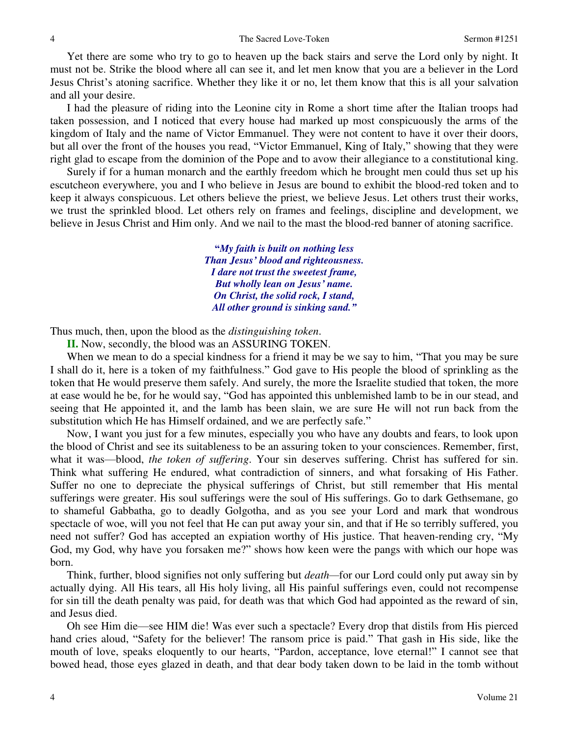Yet there are some who try to go to heaven up the back stairs and serve the Lord only by night. It must not be. Strike the blood where all can see it, and let men know that you are a believer in the Lord Jesus Christ's atoning sacrifice. Whether they like it or no, let them know that this is all your salvation and all your desire.

I had the pleasure of riding into the Leonine city in Rome a short time after the Italian troops had taken possession, and I noticed that every house had marked up most conspicuously the arms of the kingdom of Italy and the name of Victor Emmanuel. They were not content to have it over their doors, but all over the front of the houses you read, "Victor Emmanuel, King of Italy," showing that they were right glad to escape from the dominion of the Pope and to avow their allegiance to a constitutional king.

Surely if for a human monarch and the earthly freedom which he brought men could thus set up his escutcheon everywhere, you and I who believe in Jesus are bound to exhibit the blood-red token and to keep it always conspicuous. Let others believe the priest, we believe Jesus. Let others trust their works, we trust the sprinkled blood. Let others rely on frames and feelings, discipline and development, we believe in Jesus Christ and Him only. And we nail to the mast the blood-red banner of atoning sacrifice.

> ***"My faith is built on nothing less***
> ***Than Jesus' blood and righteousness.***
> ***I dare not trust the sweetest frame,***
> ***But wholly lean on Jesus' name.***
> ***On Christ, the solid rock, I stand,***
> ***All other ground is sinking sand."***

Thus much, then, upon the blood as the *distinguishing token*.

**II.** Now, secondly, the blood was an ASSURING TOKEN.

When we mean to do a special kindness for a friend it may be we say to him, "That you may be sure I shall do it, here is a token of my faithfulness." God gave to His people the blood of sprinkling as the token that He would preserve them safely. And surely, the more the Israelite studied that token, the more at ease would he be, for he would say, "God has appointed this unblemished lamb to be in our stead, and seeing that He appointed it, and the lamb has been slain, we are sure He will not run back from the substitution which He has Himself ordained, and we are perfectly safe."

Now, I want you just for a few minutes, especially you who have any doubts and fears, to look upon the blood of Christ and see its suitableness to be an assuring token to your consciences. Remember, first, what it was—blood, *the token of suffering*. Your sin deserves suffering. Christ has suffered for sin. Think what suffering He endured, what contradiction of sinners, and what forsaking of His Father. Suffer no one to depreciate the physical sufferings of Christ, but still remember that His mental sufferings were greater. His soul sufferings were the soul of His sufferings. Go to dark Gethsemane, go to shameful Gabbatha, go to deadly Golgotha, and as you see your Lord and mark that wondrous spectacle of woe, will you not feel that He can put away your sin, and that if He so terribly suffered, you need not suffer? God has accepted an expiation worthy of His justice. That heaven-rending cry, "My God, my God, why have you forsaken me?" shows how keen were the pangs with which our hope was born.

Think, further, blood signifies not only suffering but *death*—for our Lord could only put away sin by actually dying. All His tears, all His holy living, all His painful sufferings even, could not recompense for sin till the death penalty was paid, for death was that which God had appointed as the reward of sin, and Jesus died.

Oh see Him die—see HIM die! Was ever such a spectacle? Every drop that distils from His pierced hand cries aloud, "Safety for the believer! The ransom price is paid." That gash in His side, like the mouth of love, speaks eloquently to our hearts, "Pardon, acceptance, love eternal!" I cannot see that bowed head, those eyes glazed in death, and that dear body taken down to be laid in the tomb without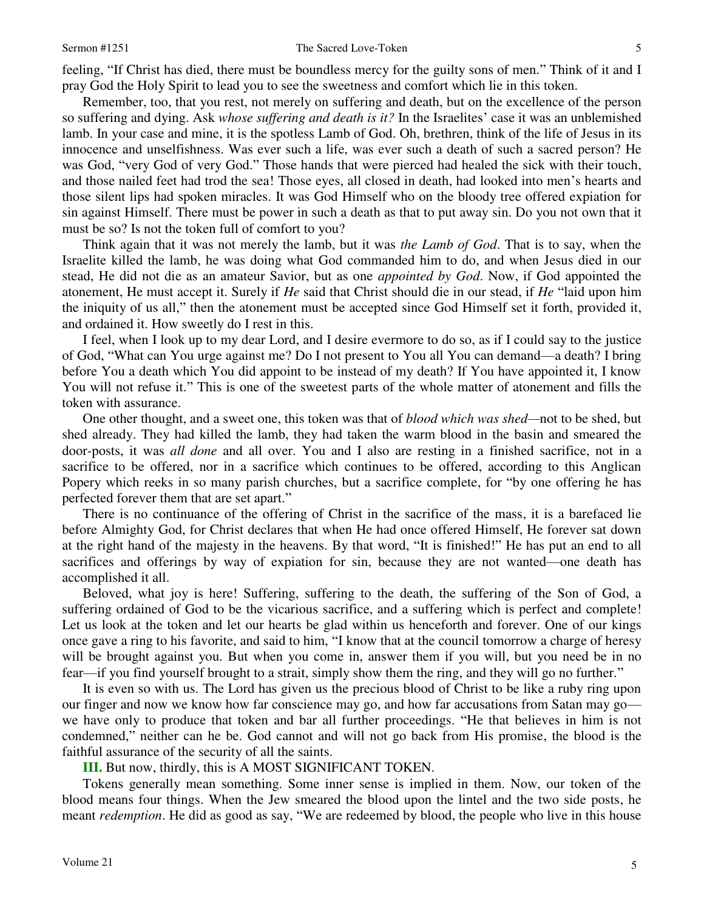feeling, "If Christ has died, there must be boundless mercy for the guilty sons of men." Think of it and I pray God the Holy Spirit to lead you to see the sweetness and comfort which lie in this token.

Remember, too, that you rest, not merely on suffering and death, but on the excellence of the person so suffering and dying. Ask *whose suffering and death is it?* In the Israelites' case it was an unblemished lamb. In your case and mine, it is the spotless Lamb of God. Oh, brethren, think of the life of Jesus in its innocence and unselfishness. Was ever such a life, was ever such a death of such a sacred person? He was God, "very God of very God." Those hands that were pierced had healed the sick with their touch, and those nailed feet had trod the sea! Those eyes, all closed in death, had looked into men's hearts and those silent lips had spoken miracles. It was God Himself who on the bloody tree offered expiation for sin against Himself. There must be power in such a death as that to put away sin. Do you not own that it must be so? Is not the token full of comfort to you?

Think again that it was not merely the lamb, but it was *the Lamb of God*. That is to say, when the Israelite killed the lamb, he was doing what God commanded him to do, and when Jesus died in our stead, He did not die as an amateur Savior, but as one *appointed by God*. Now, if God appointed the atonement, He must accept it. Surely if *He* said that Christ should die in our stead, if *He* "laid upon him the iniquity of us all," then the atonement must be accepted since God Himself set it forth, provided it, and ordained it. How sweetly do I rest in this.

I feel, when I look up to my dear Lord, and I desire evermore to do so, as if I could say to the justice of God, "What can You urge against me? Do I not present to You all You can demand—a death? I bring before You a death which You did appoint to be instead of my death? If You have appointed it, I know You will not refuse it." This is one of the sweetest parts of the whole matter of atonement and fills the token with assurance.

One other thought, and a sweet one, this token was that of *blood which was shed*—not to be shed, but shed already. They had killed the lamb, they had taken the warm blood in the basin and smeared the door-posts, it was *all done* and all over. You and I also are resting in a finished sacrifice, not in a sacrifice to be offered, nor in a sacrifice which continues to be offered, according to this Anglican Popery which reeks in so many parish churches, but a sacrifice complete, for "by one offering he has perfected forever them that are set apart."

There is no continuance of the offering of Christ in the sacrifice of the mass, it is a barefaced lie before Almighty God, for Christ declares that when He had once offered Himself, He forever sat down at the right hand of the majesty in the heavens. By that word, "It is finished!" He has put an end to all sacrifices and offerings by way of expiation for sin, because they are not wanted—one death has accomplished it all.

Beloved, what joy is here! Suffering, suffering to the death, the suffering of the Son of God, a suffering ordained of God to be the vicarious sacrifice, and a suffering which is perfect and complete! Let us look at the token and let our hearts be glad within us henceforth and forever. One of our kings once gave a ring to his favorite, and said to him, "I know that at the council tomorrow a charge of heresy will be brought against you. But when you come in, answer them if you will, but you need be in no fear—if you find yourself brought to a strait, simply show them the ring, and they will go no further."

It is even so with us. The Lord has given us the precious blood of Christ to be like a ruby ring upon our finger and now we know how far conscience may go, and how far accusations from Satan may go—we have only to produce that token and bar all further proceedings. "He that believes in him is not condemned," neither can he be. God cannot and will not go back from His promise, the blood is the faithful assurance of the security of all the saints.

**III.** But now, thirdly, this is A MOST SIGNIFICANT TOKEN.

Tokens generally mean something. Some inner sense is implied in them. Now, our token of the blood means four things. When the Jew smeared the blood upon the lintel and the two side posts, he meant *redemption*. He did as good as say, "We are redeemed by blood, the people who live in this house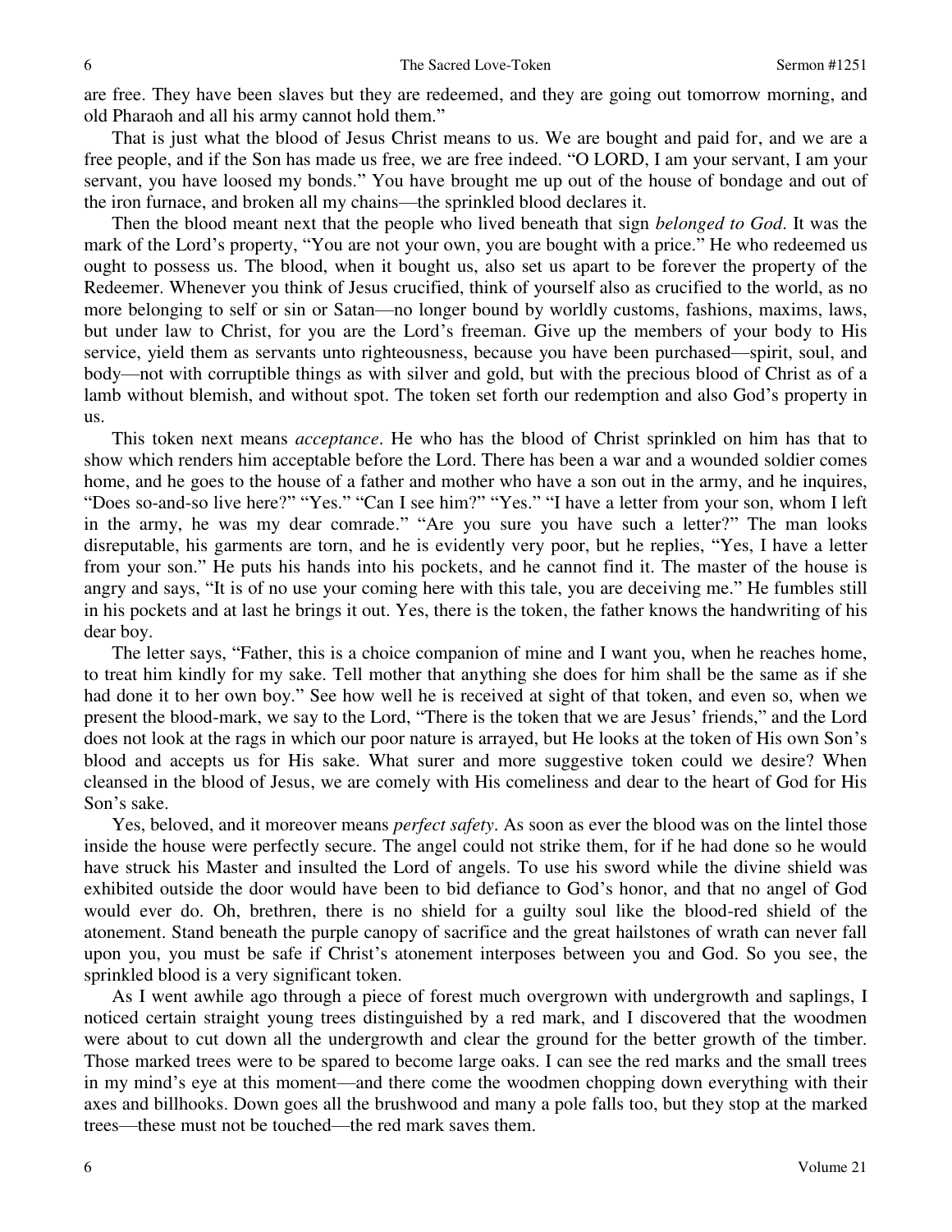are free. They have been slaves but they are redeemed, and they are going out tomorrow morning, and old Pharaoh and all his army cannot hold them."

That is just what the blood of Jesus Christ means to us. We are bought and paid for, and we are a free people, and if the Son has made us free, we are free indeed. "O LORD, I am your servant, I am your servant, you have loosed my bonds." You have brought me up out of the house of bondage and out of the iron furnace, and broken all my chains—the sprinkled blood declares it.

Then the blood meant next that the people who lived beneath that sign *belonged to God*. It was the mark of the Lord's property, "You are not your own, you are bought with a price." He who redeemed us ought to possess us. The blood, when it bought us, also set us apart to be forever the property of the Redeemer. Whenever you think of Jesus crucified, think of yourself also as crucified to the world, as no more belonging to self or sin or Satan—no longer bound by worldly customs, fashions, maxims, laws, but under law to Christ, for you are the Lord's freeman. Give up the members of your body to His service, yield them as servants unto righteousness, because you have been purchased—spirit, soul, and body—not with corruptible things as with silver and gold, but with the precious blood of Christ as of a lamb without blemish, and without spot. The token set forth our redemption and also God's property in us.

This token next means *acceptance*. He who has the blood of Christ sprinkled on him has that to show which renders him acceptable before the Lord. There has been a war and a wounded soldier comes home, and he goes to the house of a father and mother who have a son out in the army, and he inquires, "Does so-and-so live here?" "Yes." "Can I see him?" "Yes." "I have a letter from your son, whom I left in the army, he was my dear comrade." "Are you sure you have such a letter?" The man looks disreputable, his garments are torn, and he is evidently very poor, but he replies, "Yes, I have a letter from your son." He puts his hands into his pockets, and he cannot find it. The master of the house is angry and says, "It is of no use your coming here with this tale, you are deceiving me." He fumbles still in his pockets and at last he brings it out. Yes, there is the token, the father knows the handwriting of his dear boy.

The letter says, "Father, this is a choice companion of mine and I want you, when he reaches home, to treat him kindly for my sake. Tell mother that anything she does for him shall be the same as if she had done it to her own boy." See how well he is received at sight of that token, and even so, when we present the blood-mark, we say to the Lord, "There is the token that we are Jesus' friends," and the Lord does not look at the rags in which our poor nature is arrayed, but He looks at the token of His own Son's blood and accepts us for His sake. What surer and more suggestive token could we desire? When cleansed in the blood of Jesus, we are comely with His comeliness and dear to the heart of God for His Son's sake.

Yes, beloved, and it moreover means *perfect safety*. As soon as ever the blood was on the lintel those inside the house were perfectly secure. The angel could not strike them, for if he had done so he would have struck his Master and insulted the Lord of angels. To use his sword while the divine shield was exhibited outside the door would have been to bid defiance to God's honor, and that no angel of God would ever do. Oh, brethren, there is no shield for a guilty soul like the blood-red shield of the atonement. Stand beneath the purple canopy of sacrifice and the great hailstones of wrath can never fall upon you, you must be safe if Christ's atonement interposes between you and God. So you see, the sprinkled blood is a very significant token.

As I went awhile ago through a piece of forest much overgrown with undergrowth and saplings, I noticed certain straight young trees distinguished by a red mark, and I discovered that the woodmen were about to cut down all the undergrowth and clear the ground for the better growth of the timber. Those marked trees were to be spared to become large oaks. I can see the red marks and the small trees in my mind's eye at this moment—and there come the woodmen chopping down everything with their axes and billhooks. Down goes all the brushwood and many a pole falls too, but they stop at the marked trees—these must not be touched—the red mark saves them.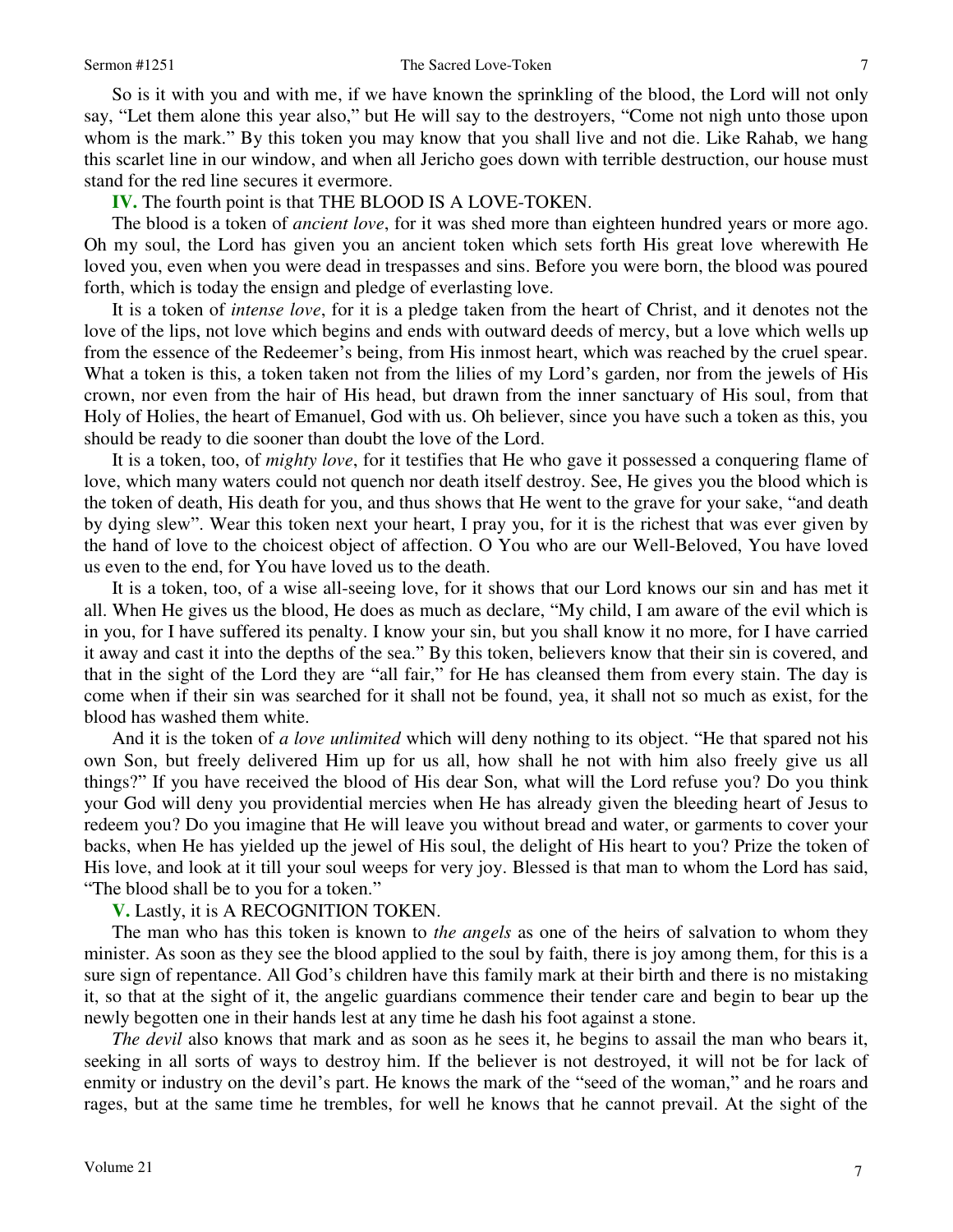So is it with you and with me, if we have known the sprinkling of the blood, the Lord will not only say, "Let them alone this year also," but He will say to the destroyers, "Come not nigh unto those upon whom is the mark." By this token you may know that you shall live and not die. Like Rahab, we hang this scarlet line in our window, and when all Jericho goes down with terrible destruction, our house must stand for the red line secures it evermore.

**IV.** The fourth point is that THE BLOOD IS A LOVE-TOKEN.

The blood is a token of *ancient love*, for it was shed more than eighteen hundred years or more ago. Oh my soul, the Lord has given you an ancient token which sets forth His great love wherewith He loved you, even when you were dead in trespasses and sins. Before you were born, the blood was poured forth, which is today the ensign and pledge of everlasting love.

It is a token of *intense love*, for it is a pledge taken from the heart of Christ, and it denotes not the love of the lips, not love which begins and ends with outward deeds of mercy, but a love which wells up from the essence of the Redeemer's being, from His inmost heart, which was reached by the cruel spear. What a token is this, a token taken not from the lilies of my Lord's garden, nor from the jewels of His crown, nor even from the hair of His head, but drawn from the inner sanctuary of His soul, from that Holy of Holies, the heart of Emanuel, God with us. Oh believer, since you have such a token as this, you should be ready to die sooner than doubt the love of the Lord.

It is a token, too, of *mighty love*, for it testifies that He who gave it possessed a conquering flame of love, which many waters could not quench nor death itself destroy. See, He gives you the blood which is the token of death, His death for you, and thus shows that He went to the grave for your sake, "and death by dying slew". Wear this token next your heart, I pray you, for it is the richest that was ever given by the hand of love to the choicest object of affection. O You who are our Well-Beloved, You have loved us even to the end, for You have loved us to the death.

It is a token, too, of a wise all-seeing love, for it shows that our Lord knows our sin and has met it all. When He gives us the blood, He does as much as declare, "My child, I am aware of the evil which is in you, for I have suffered its penalty. I know your sin, but you shall know it no more, for I have carried it away and cast it into the depths of the sea." By this token, believers know that their sin is covered, and that in the sight of the Lord they are "all fair," for He has cleansed them from every stain. The day is come when if their sin was searched for it shall not be found, yea, it shall not so much as exist, for the blood has washed them white.

And it is the token of *a love unlimited* which will deny nothing to its object. "He that spared not his own Son, but freely delivered Him up for us all, how shall he not with him also freely give us all things?" If you have received the blood of His dear Son, what will the Lord refuse you? Do you think your God will deny you providential mercies when He has already given the bleeding heart of Jesus to redeem you? Do you imagine that He will leave you without bread and water, or garments to cover your backs, when He has yielded up the jewel of His soul, the delight of His heart to you? Prize the token of His love, and look at it till your soul weeps for very joy. Blessed is that man to whom the Lord has said, "The blood shall be to you for a token."

**V.** Lastly, it is A RECOGNITION TOKEN.

The man who has this token is known to *the angels* as one of the heirs of salvation to whom they minister. As soon as they see the blood applied to the soul by faith, there is joy among them, for this is a sure sign of repentance. All God's children have this family mark at their birth and there is no mistaking it, so that at the sight of it, the angelic guardians commence their tender care and begin to bear up the newly begotten one in their hands lest at any time he dash his foot against a stone.

*The devil* also knows that mark and as soon as he sees it, he begins to assail the man who bears it, seeking in all sorts of ways to destroy him. If the believer is not destroyed, it will not be for lack of enmity or industry on the devil's part. He knows the mark of the "seed of the woman," and he roars and rages, but at the same time he trembles, for well he knows that he cannot prevail. At the sight of the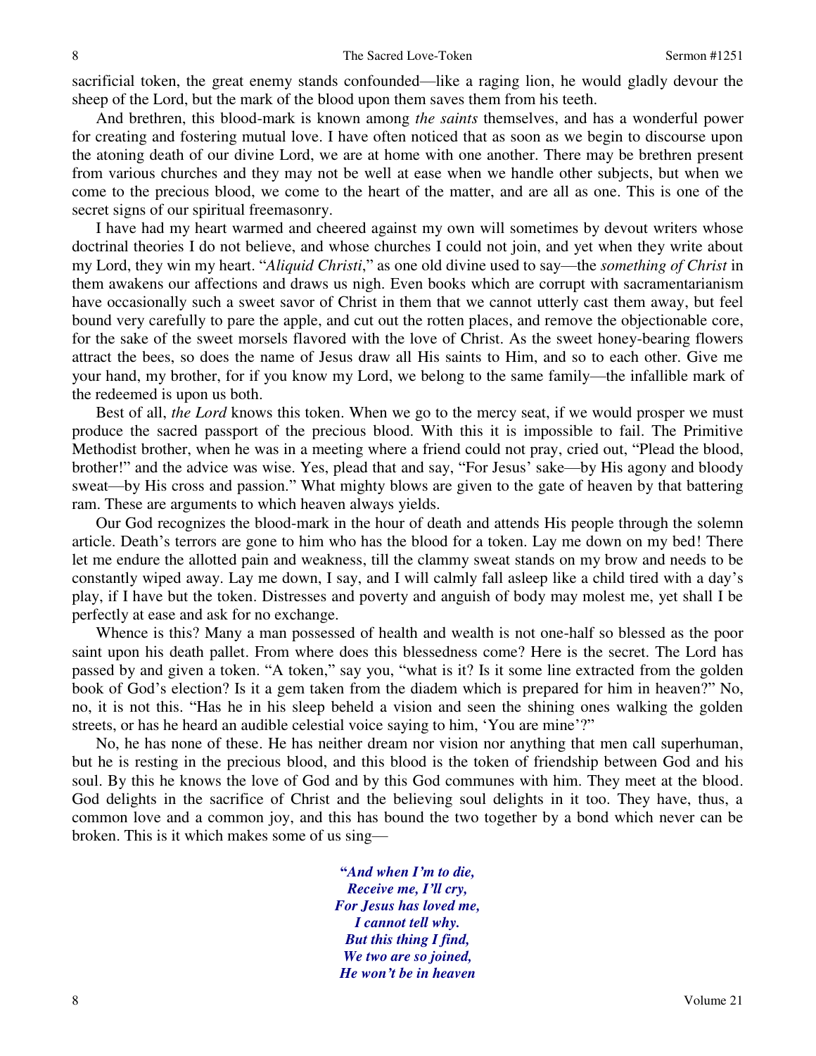sacrificial token, the great enemy stands confounded—like a raging lion, he would gladly devour the sheep of the Lord, but the mark of the blood upon them saves them from his teeth.

And brethren, this blood-mark is known among *the saints* themselves, and has a wonderful power for creating and fostering mutual love. I have often noticed that as soon as we begin to discourse upon the atoning death of our divine Lord, we are at home with one another. There may be brethren present from various churches and they may not be well at ease when we handle other subjects, but when we come to the precious blood, we come to the heart of the matter, and are all as one. This is one of the secret signs of our spiritual freemasonry.

I have had my heart warmed and cheered against my own will sometimes by devout writers whose doctrinal theories I do not believe, and whose churches I could not join, and yet when they write about my Lord, they win my heart. "*Aliquid Christi*," as one old divine used to say—the *something of Christ* in them awakens our affections and draws us nigh. Even books which are corrupt with sacramentarianism have occasionally such a sweet savor of Christ in them that we cannot utterly cast them away, but feel bound very carefully to pare the apple, and cut out the rotten places, and remove the objectionable core, for the sake of the sweet morsels flavored with the love of Christ. As the sweet honey-bearing flowers attract the bees, so does the name of Jesus draw all His saints to Him, and so to each other. Give me your hand, my brother, for if you know my Lord, we belong to the same family—the infallible mark of the redeemed is upon us both.

Best of all, *the Lord* knows this token. When we go to the mercy seat, if we would prosper we must produce the sacred passport of the precious blood. With this it is impossible to fail. The Primitive Methodist brother, when he was in a meeting where a friend could not pray, cried out, "Plead the blood, brother!" and the advice was wise. Yes, plead that and say, "For Jesus' sake—by His agony and bloody sweat—by His cross and passion." What mighty blows are given to the gate of heaven by that battering ram. These are arguments to which heaven always yields.

Our God recognizes the blood-mark in the hour of death and attends His people through the solemn article. Death's terrors are gone to him who has the blood for a token. Lay me down on my bed! There let me endure the allotted pain and weakness, till the clammy sweat stands on my brow and needs to be constantly wiped away. Lay me down, I say, and I will calmly fall asleep like a child tired with a day's play, if I have but the token. Distresses and poverty and anguish of body may molest me, yet shall I be perfectly at ease and ask for no exchange.

Whence is this? Many a man possessed of health and wealth is not one-half so blessed as the poor saint upon his death pallet. From where does this blessedness come? Here is the secret. The Lord has passed by and given a token. "A token," say you, "what is it? Is it some line extracted from the golden book of God's election? Is it a gem taken from the diadem which is prepared for him in heaven?" No, no, it is not this. "Has he in his sleep beheld a vision and seen the shining ones walking the golden streets, or has he heard an audible celestial voice saying to him, 'You are mine'?"

No, he has none of these. He has neither dream nor vision nor anything that men call superhuman, but he is resting in the precious blood, and this blood is the token of friendship between God and his soul. By this he knows the love of God and by this God communes with him. They meet at the blood. God delights in the sacrifice of Christ and the believing soul delights in it too. They have, thus, a common love and a common joy, and this has bound the two together by a bond which never can be broken. This is it which makes some of us sing—

> ***"And when I'm to die,***
> ***Receive me, I'll cry,***
> ***For Jesus has loved me,***
> ***I cannot tell why.***
> ***But this thing I find,***
> ***We two are so joined,***
> ***He won't be in heaven***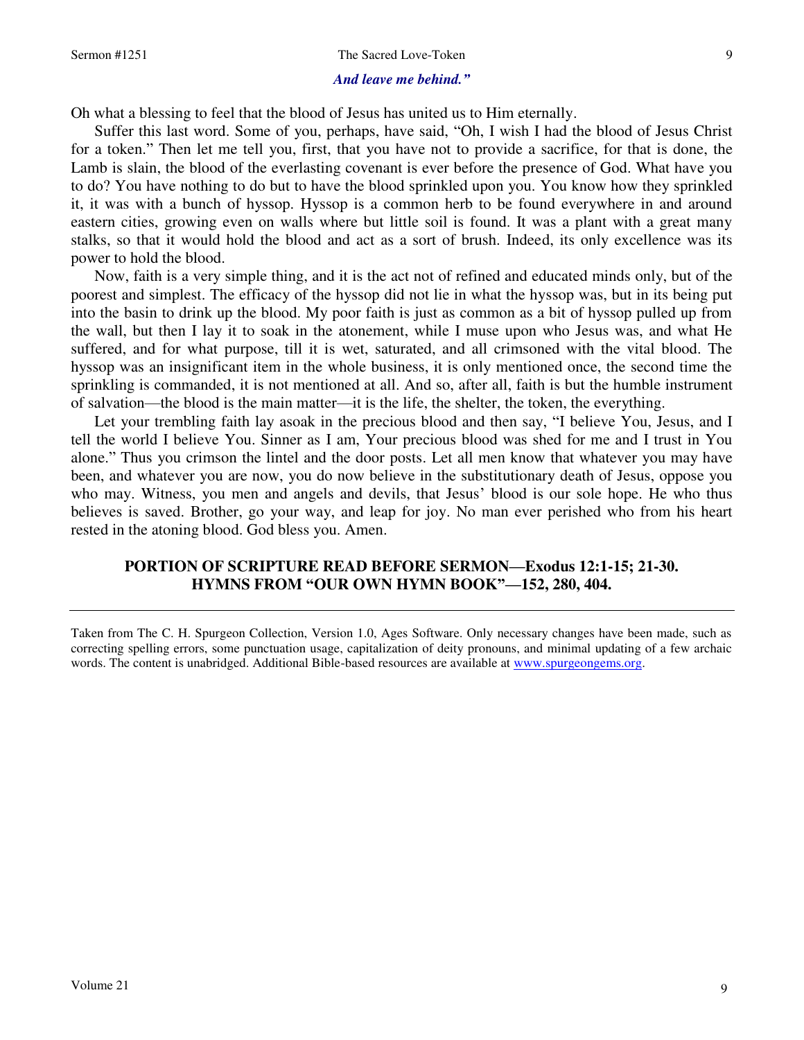*And leave me behind."*

Oh what a blessing to feel that the blood of Jesus has united us to Him eternally.

Suffer this last word. Some of you, perhaps, have said, "Oh, I wish I had the blood of Jesus Christ for a token." Then let me tell you, first, that you have not to provide a sacrifice, for that is done, the Lamb is slain, the blood of the everlasting covenant is ever before the presence of God. What have you to do? You have nothing to do but to have the blood sprinkled upon you. You know how they sprinkled it, it was with a bunch of hyssop. Hyssop is a common herb to be found everywhere in and around eastern cities, growing even on walls where but little soil is found. It was a plant with a great many stalks, so that it would hold the blood and act as a sort of brush. Indeed, its only excellence was its power to hold the blood.

Now, faith is a very simple thing, and it is the act not of refined and educated minds only, but of the poorest and simplest. The efficacy of the hyssop did not lie in what the hyssop was, but in its being put into the basin to drink up the blood. My poor faith is just as common as a bit of hyssop pulled up from the wall, but then I lay it to soak in the atonement, while I muse upon who Jesus was, and what He suffered, and for what purpose, till it is wet, saturated, and all crimsoned with the vital blood. The hyssop was an insignificant item in the whole business, it is only mentioned once, the second time the sprinkling is commanded, it is not mentioned at all. And so, after all, faith is but the humble instrument of salvation—the blood is the main matter—it is the life, the shelter, the token, the everything.

Let your trembling faith lay asoak in the precious blood and then say, "I believe You, Jesus, and I tell the world I believe You. Sinner as I am, Your precious blood was shed for me and I trust in You alone." Thus you crimson the lintel and the door posts. Let all men know that whatever you may have been, and whatever you are now, you do now believe in the substitutionary death of Jesus, oppose you who may. Witness, you men and angels and devils, that Jesus' blood is our sole hope. He who thus believes is saved. Brother, go your way, and leap for joy. No man ever perished who from his heart rested in the atoning blood. God bless you. Amen.

**PORTION OF SCRIPTURE READ BEFORE SERMON—Exodus 12:1-15; 21-30.**
**HYMNS FROM "OUR OWN HYMN BOOK"—152, 280, 404.**

---

Taken from The C. H. Spurgeon Collection, Version 1.0, Ages Software. Only necessary changes have been made, such as correcting spelling errors, some punctuation usage, capitalization of deity pronouns, and minimal updating of a few archaic words. The content is unabridged. Additional Bible-based resources are available at www.spurgeongems.org.